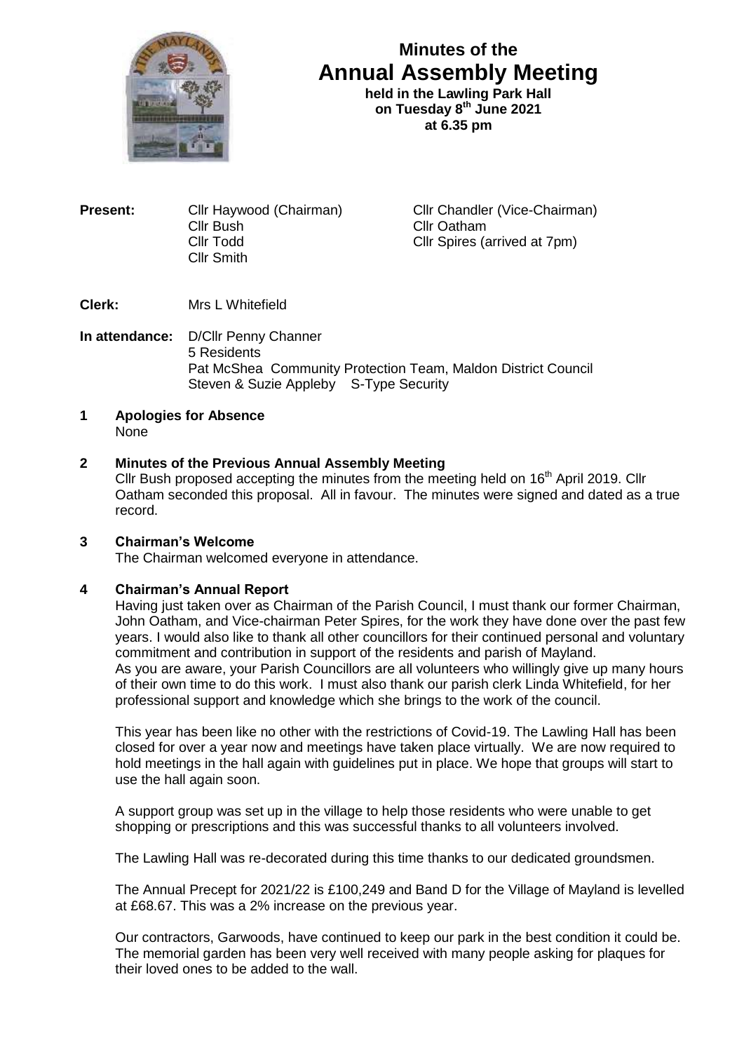# Minutes of the Annual Assembly Meeting

**held in the Lawling Park Hall on Tuesday 8th June 2021 at 6.35 pm**

**Present:**
Cllr Haywood (Chairman)
Cllr Chandler (Vice-Chairman)
Cllr Bush
Cllr Oatham
Cllr Todd
Cllr Spires (arrived at 7pm)
Cllr Smith

**Clerk:** Mrs L Whitefield

**In attendance:** D/Cllr Penny Channer
5 Residents
Pat McShea Community Protection Team, Maldon District Council
Steven & Suzie Appleby S-Type Security

**1 Apologies for Absence**

None

**2 Minutes of the Previous Annual Assembly Meeting**

Cllr Bush proposed accepting the minutes from the meeting held on 16th April 2019. Cllr Oatham seconded this proposal. All in favour. The minutes were signed and dated as a true record.

**3 Chairman's Welcome**

The Chairman welcomed everyone in attendance.

**4 Chairman's Annual Report**

Having just taken over as Chairman of the Parish Council, I must thank our former Chairman, John Oatham, and Vice-chairman Peter Spires, for the work they have done over the past few years. I would also like to thank all other councillors for their continued personal and voluntary commitment and contribution in support of the residents and parish of Mayland.
As you are aware, your Parish Councillors are all volunteers who willingly give up many hours of their own time to do this work. I must also thank our parish clerk Linda Whitefield, for her professional support and knowledge which she brings to the work of the council.

This year has been like no other with the restrictions of Covid-19. The Lawling Hall has been closed for over a year now and meetings have taken place virtually. We are now required to hold meetings in the hall again with guidelines put in place. We hope that groups will start to use the hall again soon.

A support group was set up in the village to help those residents who were unable to get shopping or prescriptions and this was successful thanks to all volunteers involved.

The Lawling Hall was re-decorated during this time thanks to our dedicated groundsmen.

The Annual Precept for 2021/22 is £100,249 and Band D for the Village of Mayland is levelled at £68.67. This was a 2% increase on the previous year.

Our contractors, Garwoods, have continued to keep our park in the best condition it could be. The memorial garden has been very well received with many people asking for plaques for their loved ones to be added to the wall.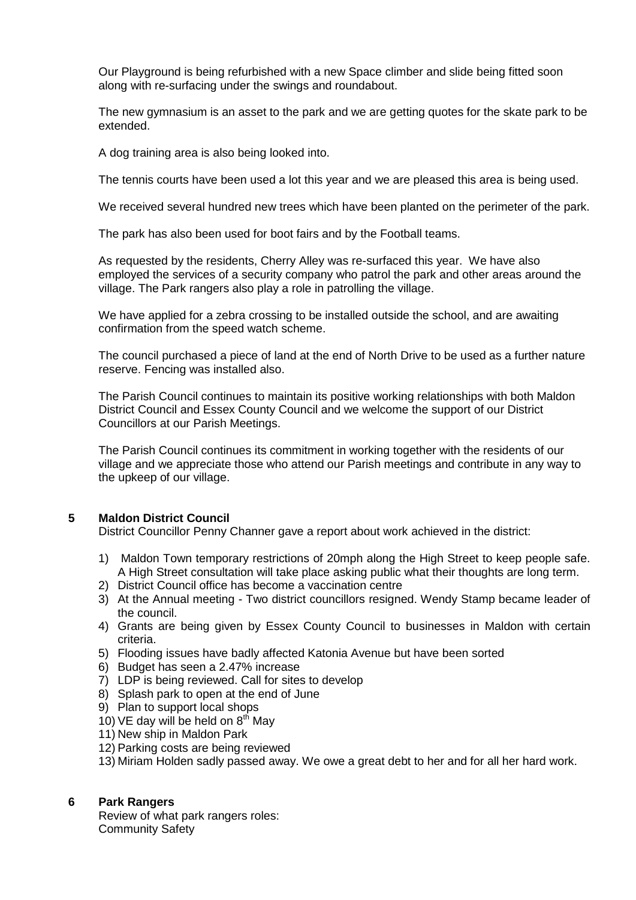Our Playground is being refurbished with a new Space climber and slide being fitted soon along with re-surfacing under the swings and roundabout.

The new gymnasium is an asset to the park and we are getting quotes for the skate park to be extended.

A dog training area is also being looked into.

The tennis courts have been used a lot this year and we are pleased this area is being used.

We received several hundred new trees which have been planted on the perimeter of the park.

The park has also been used for boot fairs and by the Football teams.

As requested by the residents, Cherry Alley was re-surfaced this year. We have also employed the services of a security company who patrol the park and other areas around the village. The Park rangers also play a role in patrolling the village.

We have applied for a zebra crossing to be installed outside the school, and are awaiting confirmation from the speed watch scheme.

The council purchased a piece of land at the end of North Drive to be used as a further nature reserve. Fencing was installed also.

The Parish Council continues to maintain its positive working relationships with both Maldon District Council and Essex County Council and we welcome the support of our District Councillors at our Parish Meetings.

The Parish Council continues its commitment in working together with the residents of our village and we appreciate those who attend our Parish meetings and contribute in any way to the upkeep of our village.

**5 Maldon District Council**

District Councillor Penny Channer gave a report about work achieved in the district:

1) Maldon Town temporary restrictions of 20mph along the High Street to keep people safe. A High Street consultation will take place asking public what their thoughts are long term.
2) District Council office has become a vaccination centre
3) At the Annual meeting - Two district councillors resigned. Wendy Stamp became leader of the council.
4) Grants are being given by Essex County Council to businesses in Maldon with certain criteria.
5) Flooding issues have badly affected Katonia Avenue but have been sorted
6) Budget has seen a 2.47% increase
7) LDP is being reviewed. Call for sites to develop
8) Splash park to open at the end of June
9) Plan to support local shops
10) VE day will be held on 8th May
11) New ship in Maldon Park
12) Parking costs are being reviewed
13) Miriam Holden sadly passed away. We owe a great debt to her and for all her hard work.

**6 Park Rangers**

Review of what park rangers roles:
Community Safety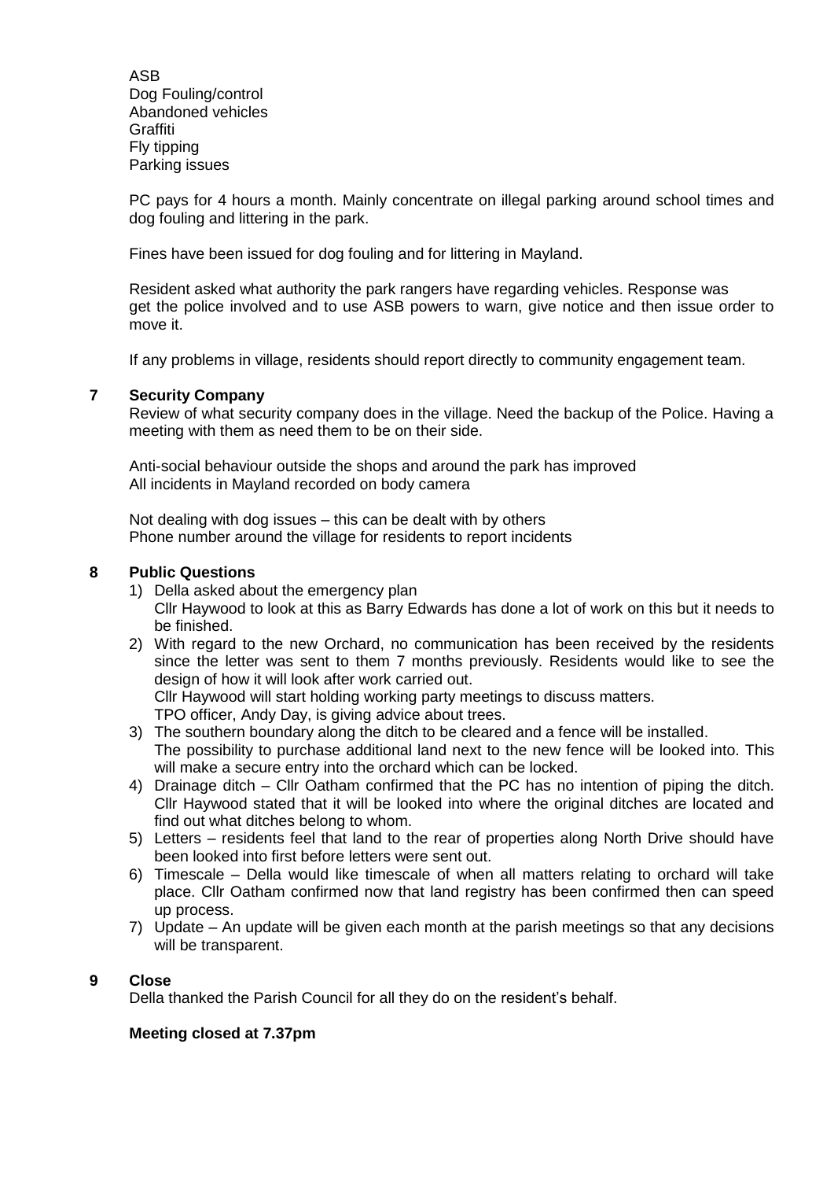ASB
Dog Fouling/control
Abandoned vehicles
Graffiti
Fly tipping
Parking issues

PC pays for 4 hours a month. Mainly concentrate on illegal parking around school times and dog fouling and littering in the park.

Fines have been issued for dog fouling and for littering in Mayland.

Resident asked what authority the park rangers have regarding vehicles. Response was get the police involved and to use ASB powers to warn, give notice and then issue order to move it.

If any problems in village, residents should report directly to community engagement team.

## 7 Security Company

Review of what security company does in the village. Need the backup of the Police. Having a meeting with them as need them to be on their side.

Anti-social behaviour outside the shops and around the park has improved
All incidents in Mayland recorded on body camera

Not dealing with dog issues – this can be dealt with by others
Phone number around the village for residents to report incidents

## 8 Public Questions

1) Della asked about the emergency plan
   Cllr Haywood to look at this as Barry Edwards has done a lot of work on this but it needs to be finished.
2) With regard to the new Orchard, no communication has been received by the residents since the letter was sent to them 7 months previously. Residents would like to see the design of how it will look after work carried out.
   Cllr Haywood will start holding working party meetings to discuss matters.
   TPO officer, Andy Day, is giving advice about trees.
3) The southern boundary along the ditch to be cleared and a fence will be installed.
   The possibility to purchase additional land next to the new fence will be looked into. This will make a secure entry into the orchard which can be locked.
4) Drainage ditch – Cllr Oatham confirmed that the PC has no intention of piping the ditch. Cllr Haywood stated that it will be looked into where the original ditches are located and find out what ditches belong to whom.
5) Letters – residents feel that land to the rear of properties along North Drive should have been looked into first before letters were sent out.
6) Timescale – Della would like timescale of when all matters relating to orchard will take place. Cllr Oatham confirmed now that land registry has been confirmed then can speed up process.
7) Update – An update will be given each month at the parish meetings so that any decisions will be transparent.

## 9 Close

Della thanked the Parish Council for all they do on the resident's behalf.

**Meeting closed at 7.37pm**